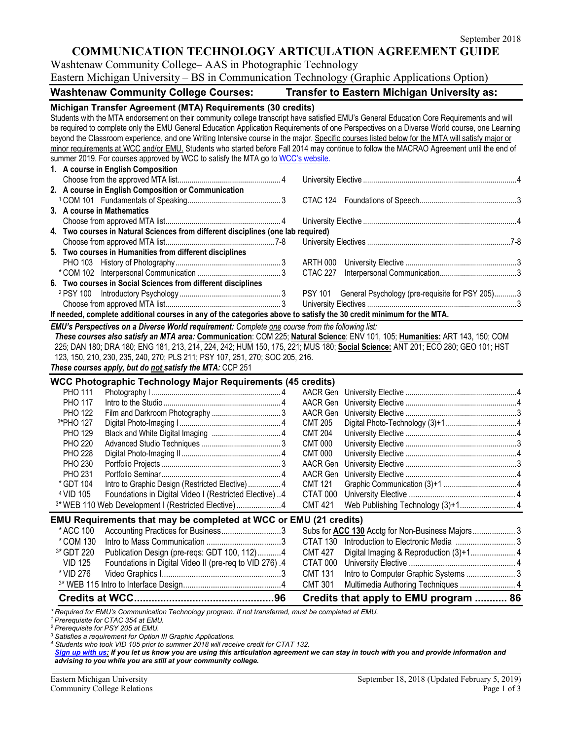September 2018

# COMMUNICATION TECHNOLOGY ARTICULATION AGREEMENT GUIDE

Washtenaw Community College– AAS in Photographic Technology
Eastern Michigan University – BS in Communication Technology (Graphic Applications Option)

| Washtenaw Community College Courses: | | | Transfer to Eastern Michigan University as: | | |
|---|---|---|---|---|---|

## Michigan Transfer Agreement (MTA) Requirements (30 credits)

Students with the MTA endorsement on their community college transcript have satisfied EMU's General Education Core Requirements and will be required to complete only the EMU General Education Application Requirements of one Perspectives on a Diverse World course, one Learning beyond the Classroom experience, and one Writing Intensive course in the major. Specific courses listed below for the MTA will satisfy major or minor requirements at WCC and/or EMU. Students who started before Fall 2014 may continue to follow the MACRAO Agreement until the end of summer 2019. For courses approved by WCC to satisfy the MTA go to WCC's website.

| WCC Course | Title | Credits | EMU Course | Title | Credits |
|---|---|---|---|---|---|
| **1. A course in English Composition** | | | | | |
| | Choose from the approved MTA list | 4 | | University Elective | 4 |
| **2. A course in English Composition or Communication** | | | | | |
| [1] COM 101 | Fundamentals of Speaking | 3 | CTAC 124 | Foundations of Speech | 3 |
| **3. A course in Mathematics** | | | | | |
| | Choose from approved MTA list | 4 | | University Elective | 4 |
| **4. Two courses in Natural Sciences from different disciplines (one lab required)** | | | | | |
| | Choose from approved MTA list | 7-8 | | University Electives | 7-8 |
| **5. Two courses in Humanities from different disciplines** | | | | | |
| PHO 103 | History of Photography | 3 | ARTH 000 | University Elective | 3 |
| * COM 102 | Interpersonal Communication | 3 | CTAC 227 | Interpersonal Communication | 3 |
| **6. Two courses in Social Sciences from different disciplines** | | | | | |
| [2] PSY 100 | Introductory Psychology | 3 | PSY 101 | General Psychology (pre-requisite for PSY 205) | 3 |
| | Choose from approved MTA list | 3 | | University Electives | 3 |

**If needed, complete additional courses in any of the categories above to satisfy the 30 credit minimum for the MTA.**

***EMU's Perspectives on a Diverse World requirement:*** *Complete one course from the following list:*
***These courses also satisfy an MTA area:*** **Communication**: COM 225; **Natural Science**: ENV 101, 105; **Humanities:** ART 143, 150; COM 225; DAN 180; DRA 180; ENG 181, 213, 214, 224, 242; HUM 150, 175, 221; MUS 180; **Social Science:** ANT 201; ECO 280; GEO 101; HST 123, 150, 210, 230, 235, 240, 270; PLS 211; PSY 107, 251, 270; SOC 205, 216.
***These courses apply, but do not satisfy the MTA:*** CCP 251

## WCC Photographic Technology Major Requirements (45 credits)

| WCC Course | Title | Credits | EMU Course | Title | Credits |
|---|---|---|---|---|---|
| PHO 111 | Photography I | 4 | AACR Gen | University Elective | 4 |
| PHO 117 | Intro to the Studio | 4 | AACR Gen | University Elective | 4 |
| PHO 122 | Film and Darkroom Photography | 3 | AACR Gen | University Elective | 3 |
| [3]*PHO 127 | Digital Photo-Imaging I | 4 | CMT 205 | Digital Photo-Technology (3)+1 | 4 |
| PHO 129 | Black and White Digital Imaging | 4 | CMT 204 | University Elective | 4 |
| PHO 220 | Advanced Studio Techniques | 3 | CMT 000 | University Elective | 3 |
| PHO 228 | Digital Photo-Imaging II | 4 | CMT 000 | University Elective | 4 |
| PHO 230 | Portfolio Projects | 3 | AACR Gen | University Elective | 3 |
| PHO 231 | Portfolio Seminar | 4 | AACR Gen | University Elective | 4 |
| * GDT 104 | Intro to Graphic Design (Restricted Elective) | 4 | CMT 121 | Graphic Communication (3)+1 | 4 |
| [4] VID 105 | Foundations in Digital Video I (Restricted Elective) | 4 | CTAT 000 | University Elective | 4 |
| [3]* WEB 110 | Web Development I (Restricted Elective) | 4 | CMT 421 | Web Publishing Technology (3)+1 | 4 |

## EMU Requirements that may be completed at WCC or EMU (21 credits)

| WCC Course | Title | Credits | EMU Course | Title | Credits |
|---|---|---|---|---|---|
| * ACC 100 | Accounting Practices for Business | 3 | Subs for **ACC 130** | Acctg for Non-Business Majors | 3 |
| * COM 130 | Intro to Mass Communication | 3 | CTAT 130 | Introduction to Electronic Media | 3 |
| [3]* GDT 220 | Publication Design (pre-reqs: GDT 100, 112) | 4 | CMT 427 | Digital Imaging & Reproduction (3)+1 | 4 |
| VID 125 | Foundations in Digital Video II (pre-req to VID 276) | 4 | CTAT 000 | University Elective | 4 |
| * VID 276 | Video Graphics I | 3 | CMT 131 | Intro to Computer Graphic Systems | 3 |
| [3]* WEB 115 | Intro to Interface Design | 4 | CMT 301 | Multimedia Authoring Techniques | 4 |
| **Credits at WCC** | | **96** | **Credits that apply to EMU program** | | **86** |

*\* Required for EMU's Communication Technology program. If not transferred, must be completed at EMU.*
*[1] Prerequisite for CTAC 354 at EMU.*
*[2] Prerequisite for PSY 205 at EMU.*
*[3] Satisfies a requirement for Option III Graphic Applications.*
*[4] Students who took VID 105 prior to summer 2018 will receive credit for CTAT 132.*
***Sign up with us:** If you let us know you are using this articulation agreement we can stay in touch with you and provide information and advising to you while you are still at your community college.*

Eastern Michigan University
Community College Relations

September 18, 2018 (Updated February 5, 2019)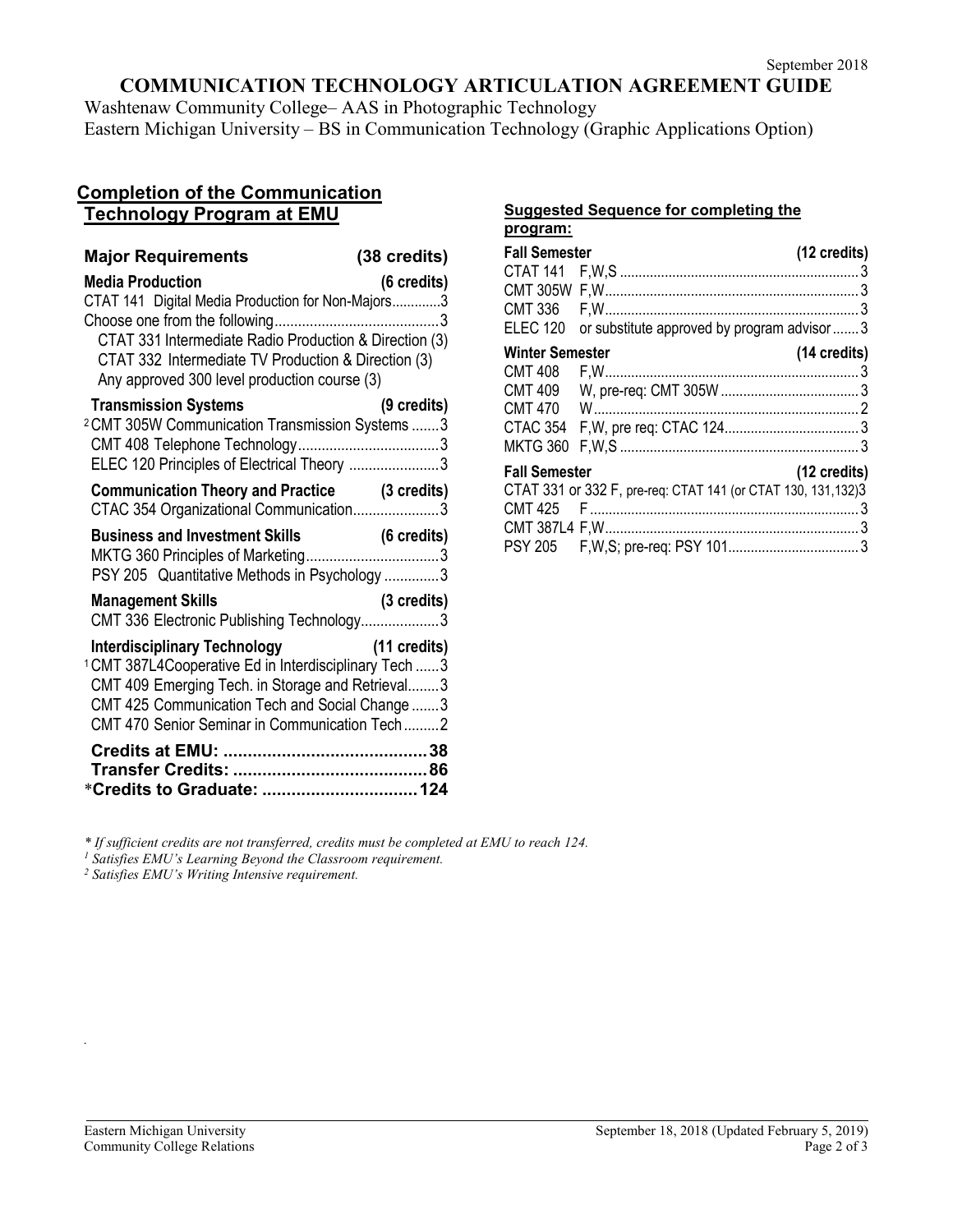September 2018

# COMMUNICATION TECHNOLOGY ARTICULATION AGREEMENT GUIDE

Washtenaw Community College– AAS in Photographic Technology
Eastern Michigan University – BS in Communication Technology (Graphic Applications Option)

## Completion of the Communication Technology Program at EMU

| **Major Requirements** | **(38 credits)** |
|---|---|
| **Media Production** | **(6 credits)** |
| CTAT 141 Digital Media Production for Non-Majors | 3 |
| Choose one from the following | 3 |
| CTAT 331 Intermediate Radio Production & Direction (3) | |
| CTAT 332 Intermediate TV Production & Direction (3) | |
| Any approved 300 level production course (3) | |
| **Transmission Systems** | **(9 credits)** |
| [2] CMT 305W Communication Transmission Systems | 3 |
| CMT 408 Telephone Technology | 3 |
| ELEC 120 Principles of Electrical Theory | 3 |
| **Communication Theory and Practice** | **(3 credits)** |
| CTAC 354 Organizational Communication | 3 |
| **Business and Investment Skills** | **(6 credits)** |
| MKTG 360 Principles of Marketing | 3 |
| PSY 205 Quantitative Methods in Psychology | 3 |
| **Management Skills** | **(3 credits)** |
| CMT 336 Electronic Publishing Technology | 3 |
| **Interdisciplinary Technology** | **(11 credits)** |
| [1] CMT 387L4 Cooperative Ed in Interdisciplinary Tech | 3 |
| CMT 409 Emerging Tech. in Storage and Retrieval | 3 |
| CMT 425 Communication Tech and Social Change | 3 |
| CMT 470 Senior Seminar in Communication Tech | 2 |
| **Credits at EMU:** | **38** |
| **Transfer Credits:** | **86** |
| ***Credits to Graduate:** | **124** |

### Suggested Sequence for completing the program:

| **Fall Semester** | | **(12 credits)** |
|---|---|---|
| CTAT 141 | F,W,S | 3 |
| CMT 305W | F,W | 3 |
| CMT 336 | F,W | 3 |
| ELEC 120 | or substitute approved by program advisor | 3 |
| **Winter Semester** | | **(14 credits)** |
| CMT 408 | F,W | 3 |
| CMT 409 | W, pre-req: CMT 305W | 3 |
| CMT 470 | W | 2 |
| CTAC 354 | F,W, pre req: CTAC 124 | 3 |
| MKTG 360 | F,W,S | 3 |
| **Fall Semester** | | **(12 credits)** |
| CTAT 331 or 332 | F, pre-req: CTAT 141 (or CTAT 130, 131,132) | 3 |
| CMT 425 | F | 3 |
| CMT 387L4 | F,W | 3 |
| PSY 205 | F,W,S; pre-req: PSY 101 | 3 |

*\* If sufficient credits are not transferred, credits must be completed at EMU to reach 124.*

*[1] Satisfies EMU's Learning Beyond the Classroom requirement.*

*[2] Satisfies EMU's Writing Intensive requirement.*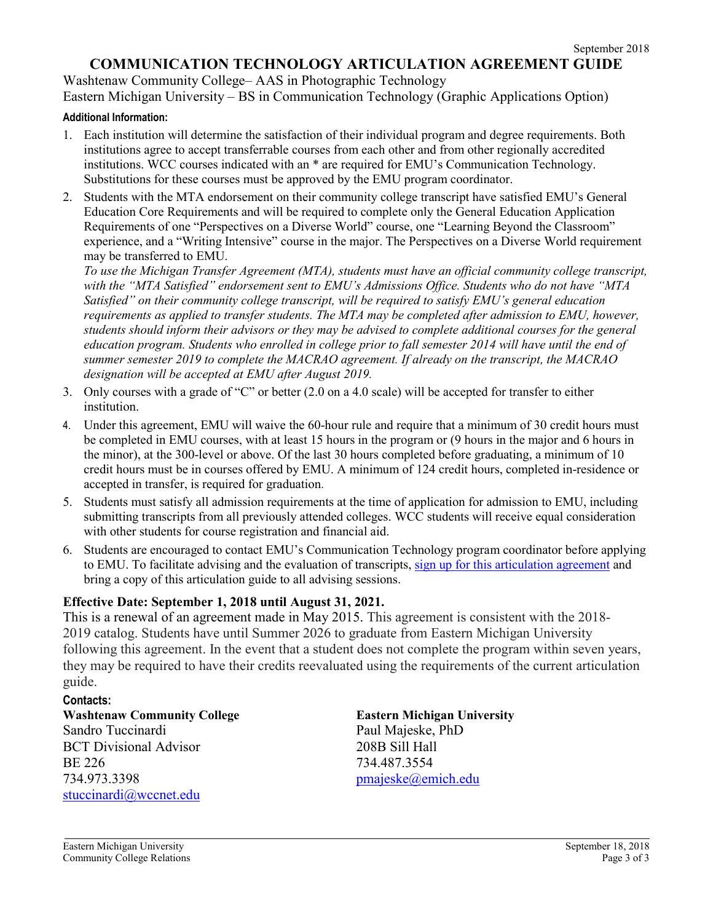September 2018

# COMMUNICATION TECHNOLOGY ARTICULATION AGREEMENT GUIDE

Washtenaw Community College– AAS in Photographic Technology
Eastern Michigan University – BS in Communication Technology (Graphic Applications Option)

**Additional Information:**

1. Each institution will determine the satisfaction of their individual program and degree requirements. Both institutions agree to accept transferrable courses from each other and from other regionally accredited institutions. WCC courses indicated with an * are required for EMU's Communication Technology. Substitutions for these courses must be approved by the EMU program coordinator.
2. Students with the MTA endorsement on their community college transcript have satisfied EMU's General Education Core Requirements and will be required to complete only the General Education Application Requirements of one "Perspectives on a Diverse World" course, one "Learning Beyond the Classroom" experience, and a "Writing Intensive" course in the major. The Perspectives on a Diverse World requirement may be transferred to EMU.
*To use the Michigan Transfer Agreement (MTA), students must have an official community college transcript, with the "MTA Satisfied" endorsement sent to EMU's Admissions Office. Students who do not have "MTA Satisfied" on their community college transcript, will be required to satisfy EMU's general education requirements as applied to transfer students. The MTA may be completed after admission to EMU, however, students should inform their advisors or they may be advised to complete additional courses for the general education program. Students who enrolled in college prior to fall semester 2014 will have until the end of summer semester 2019 to complete the MACRAO agreement. If already on the transcript, the MACRAO designation will be accepted at EMU after August 2019.*
3. Only courses with a grade of "C" or better (2.0 on a 4.0 scale) will be accepted for transfer to either institution.
4. Under this agreement, EMU will waive the 60-hour rule and require that a minimum of 30 credit hours must be completed in EMU courses, with at least 15 hours in the program or (9 hours in the major and 6 hours in the minor), at the 300-level or above. Of the last 30 hours completed before graduating, a minimum of 10 credit hours must be in courses offered by EMU. A minimum of 124 credit hours, completed in-residence or accepted in transfer, is required for graduation.
5. Students must satisfy all admission requirements at the time of application for admission to EMU, including submitting transcripts from all previously attended colleges. WCC students will receive equal consideration with other students for course registration and financial aid.
6. Students are encouraged to contact EMU's Communication Technology program coordinator before applying to EMU. To facilitate advising and the evaluation of transcripts, sign up for this articulation agreement and bring a copy of this articulation guide to all advising sessions.

**Effective Date: September 1, 2018 until August 31, 2021.**

This is a renewal of an agreement made in May 2015. This agreement is consistent with the 2018-2019 catalog. Students have until Summer 2026 to graduate from Eastern Michigan University following this agreement. In the event that a student does not complete the program within seven years, they may be required to have their credits reevaluated using the requirements of the current articulation guide.

**Contacts:**

**Washtenaw Community College**
Sandro Tuccinardi
BCT Divisional Advisor
BE 226
734.973.3398
stuccinardi@wccnet.edu

**Eastern Michigan University**
Paul Majeske, PhD
208B Sill Hall
734.487.3554
pmajeske@emich.edu